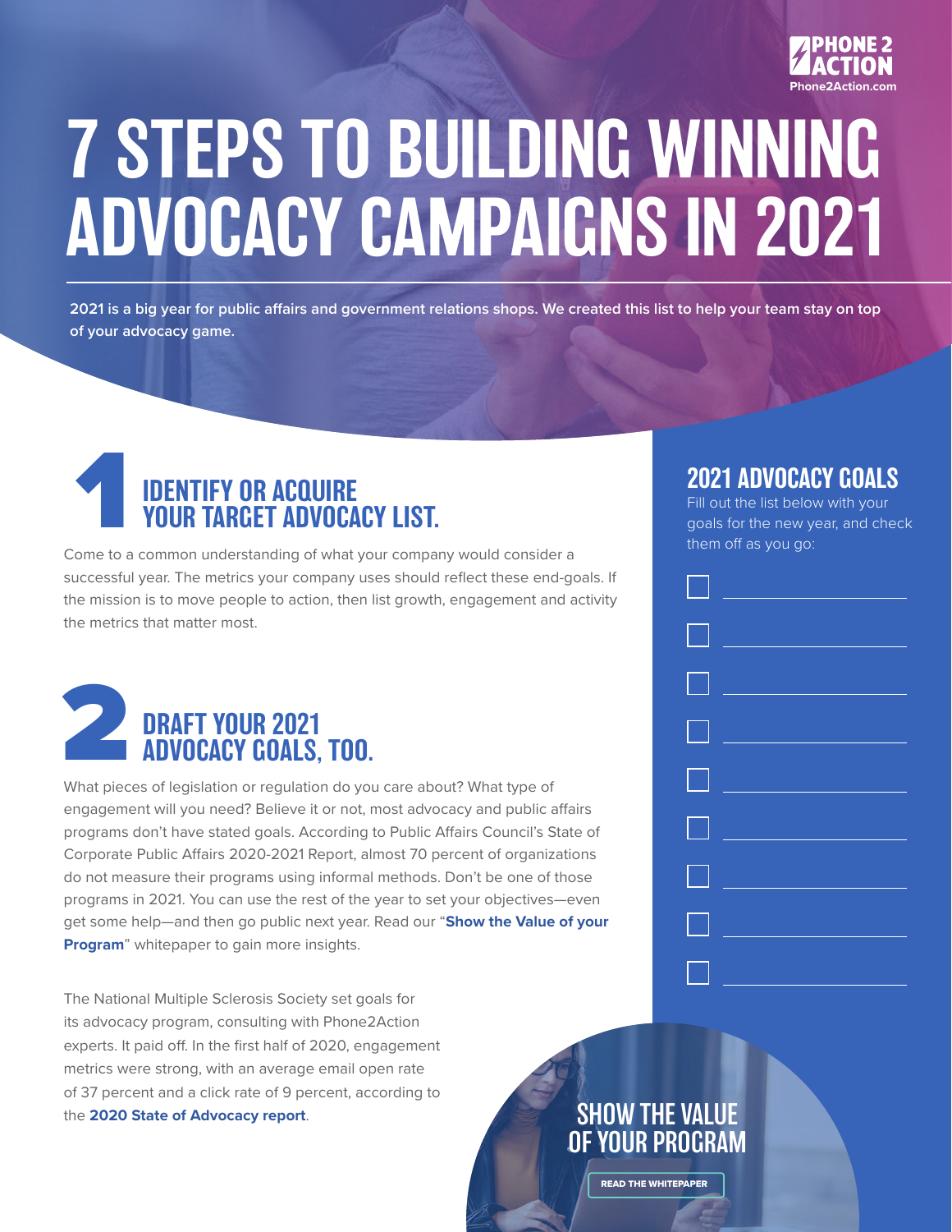PHONE 2 ACTION
Phone2Action.com

# 7 STEPS TO BUILDING WINNING ADVOCACY CAMPAIGNS IN 2021

**2021 is a big year for public affairs and government relations shops. We created this list to help your team stay on top of your advocacy game.**

## 1 IDENTIFY OR ACQUIRE YOUR TARGET ADVOCACY LIST.

Come to a common understanding of what your company would consider a successful year. The metrics your company uses should reflect these end-goals. If the mission is to move people to action, then list growth, engagement and activity the metrics that matter most.

## 2 DRAFT YOUR 2021 ADVOCACY GOALS, TOO.

What pieces of legislation or regulation do you care about? What type of engagement will you need? Believe it or not, most advocacy and public affairs programs don't have stated goals. According to Public Affairs Council's State of Corporate Public Affairs 2020-2021 Report, almost 70 percent of organizations do not measure their programs using informal methods. Don't be one of those programs in 2021. You can use the rest of the year to set your objectives—even get some help—and then go public next year. Read our "**Show the Value of your Program**" whitepaper to gain more insights.

The National Multiple Sclerosis Society set goals for its advocacy program, consulting with Phone2Action experts. It paid off. In the first half of 2020, engagement metrics were strong, with an average email open rate of 37 percent and a click rate of 9 percent, according to the **2020 State of Advocacy report**.

## 2021 ADVOCACY GOALS

Fill out the list below with your goals for the new year, and check them off as you go:

- [ ] ____________________
- [ ] ____________________
- [ ] ____________________
- [ ] ____________________
- [ ] ____________________
- [ ] ____________________
- [ ] ____________________
- [ ] ____________________
- [ ] ____________________

## SHOW THE VALUE OF YOUR PROGRAM

READ THE WHITEPAPER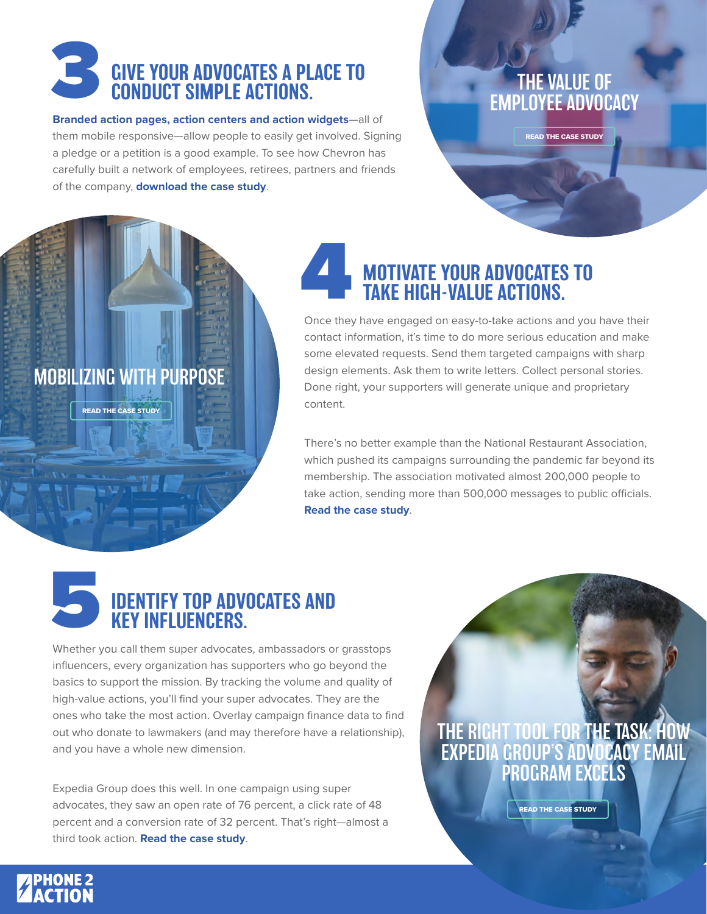## 3 GIVE YOUR ADVOCATES A PLACE TO CONDUCT SIMPLE ACTIONS.

**Branded action pages, action centers and action widgets**—all of them mobile responsive—allow people to easily get involved. Signing a pledge or a petition is a good example. To see how Chevron has carefully built a network of employees, retirees, partners and friends of the company, **download the case study**.

THE VALUE OF EMPLOYEE ADVOCACY

READ THE CASE STUDY

MOBILIZING WITH PURPOSE

READ THE CASE STUDY

## 4 MOTIVATE YOUR ADVOCATES TO TAKE HIGH-VALUE ACTIONS.

Once they have engaged on easy-to-take actions and you have their contact information, it's time to do more serious education and make some elevated requests. Send them targeted campaigns with sharp design elements. Ask them to write letters. Collect personal stories. Done right, your supporters will generate unique and proprietary content.

There's no better example than the National Restaurant Association, which pushed its campaigns surrounding the pandemic far beyond its membership. The association motivated almost 200,000 people to take action, sending more than 500,000 messages to public officials. **Read the case study**.

## 5 IDENTIFY TOP ADVOCATES AND KEY INFLUENCERS.

Whether you call them super advocates, ambassadors or grasstops influencers, every organization has supporters who go beyond the basics to support the mission. By tracking the volume and quality of high-value actions, you'll find your super advocates. They are the ones who take the most action. Overlay campaign finance data to find out who donate to lawmakers (and may therefore have a relationship), and you have a whole new dimension.

Expedia Group does this well. In one campaign using super advocates, they saw an open rate of 76 percent, a click rate of 48 percent and a conversion rate of 32 percent. That's right—almost a third took action. **Read the case study**.

THE RIGHT TOOL FOR THE TASK: HOW EXPEDIA GROUP'S ADVOCACY EMAIL PROGRAM EXCELS

READ THE CASE STUDY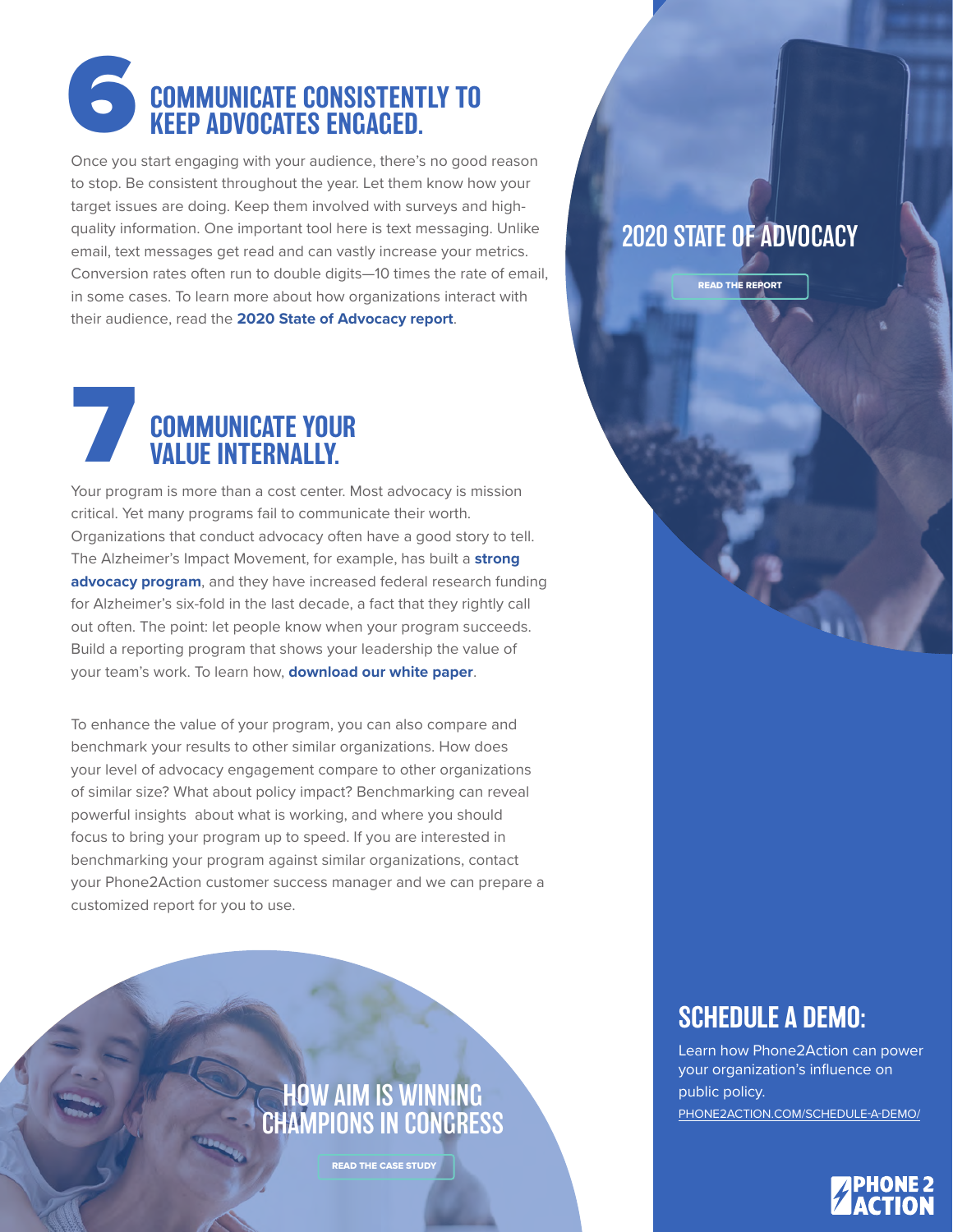## 6 COMMUNICATE CONSISTENTLY TO KEEP ADVOCATES ENGAGED.

Once you start engaging with your audience, there's no good reason to stop. Be consistent throughout the year. Let them know how your target issues are doing. Keep them involved with surveys and high-quality information. One important tool here is text messaging. Unlike email, text messages get read and can vastly increase your metrics. Conversion rates often run to double digits—10 times the rate of email, in some cases. To learn more about how organizations interact with their audience, read the **2020 State of Advocacy report**.

## 7 COMMUNICATE YOUR VALUE INTERNALLY.

Your program is more than a cost center. Most advocacy is mission critical. Yet many programs fail to communicate their worth. Organizations that conduct advocacy often have a good story to tell. The Alzheimer's Impact Movement, for example, has built a **strong advocacy program**, and they have increased federal research funding for Alzheimer's six-fold in the last decade, a fact that they rightly call out often. The point: let people know when your program succeeds. Build a reporting program that shows your leadership the value of your team's work. To learn how, **download our white paper**.

To enhance the value of your program, you can also compare and benchmark your results to other similar organizations. How does your level of advocacy engagement compare to other organizations of similar size? What about policy impact? Benchmarking can reveal powerful insights about what is working, and where you should focus to bring your program up to speed. If you are interested in benchmarking your program against similar organizations, contact your Phone2Action customer success manager and we can prepare a customized report for you to use.

### HOW AIM IS WINNING CHAMPIONS IN CONGRESS

READ THE CASE STUDY

### 2020 STATE OF ADVOCACY

READ THE REPORT

### SCHEDULE A DEMO:

Learn how Phone2Action can power your organization's influence on public policy.

PHONE2ACTION.COM/SCHEDULE-A-DEMO/

PHONE 2 ACTION